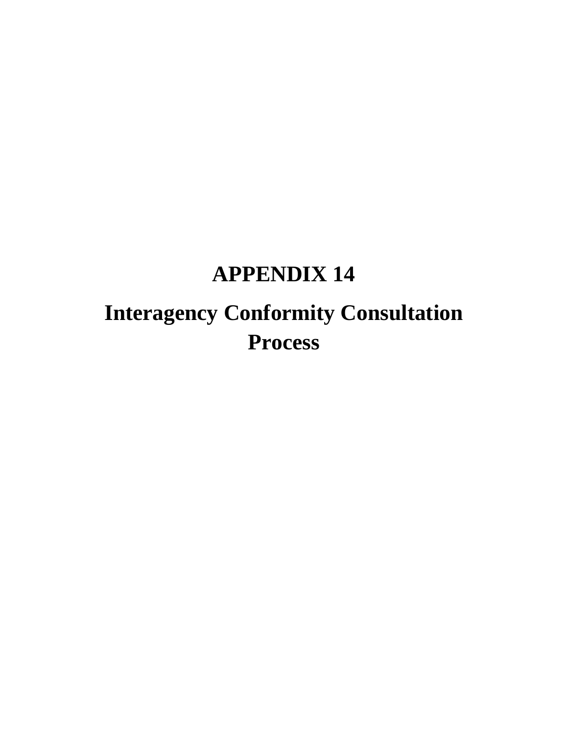# APPENDIX 14

# Interagency Conformity Consultation Process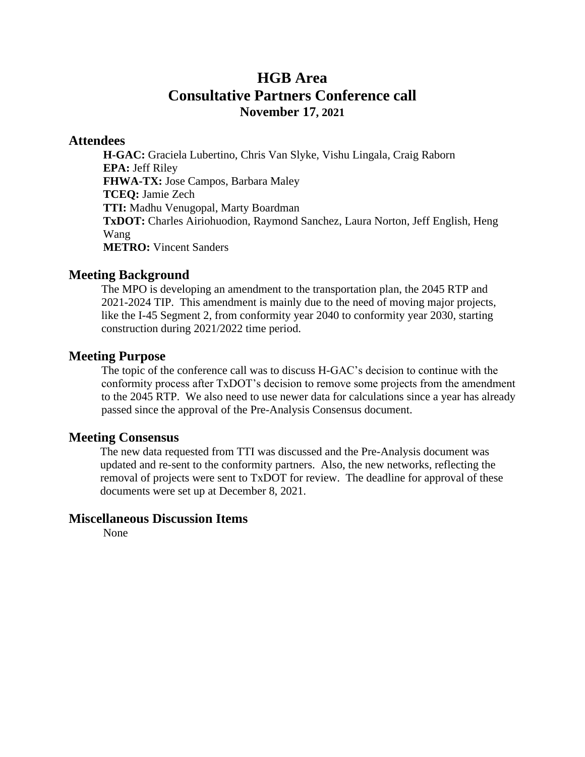# HGB Area
# Consultative Partners Conference call
### November 17, 2021

## Attendees

**H-GAC:** Graciela Lubertino, Chris Van Slyke, Vishu Lingala, Craig Raborn
**EPA:** Jeff Riley
**FHWA-TX:** Jose Campos, Barbara Maley
**TCEQ:** Jamie Zech
**TTI:** Madhu Venugopal, Marty Boardman
**TxDOT:** Charles Airiohuodion, Raymond Sanchez, Laura Norton, Jeff English, Heng Wang
**METRO:** Vincent Sanders

## Meeting Background

The MPO is developing an amendment to the transportation plan, the 2045 RTP and 2021-2024 TIP. This amendment is mainly due to the need of moving major projects, like the I-45 Segment 2, from conformity year 2040 to conformity year 2030, starting construction during 2021/2022 time period.

## Meeting Purpose

The topic of the conference call was to discuss H-GAC's decision to continue with the conformity process after TxDOT's decision to remove some projects from the amendment to the 2045 RTP. We also need to use newer data for calculations since a year has already passed since the approval of the Pre-Analysis Consensus document.

## Meeting Consensus

The new data requested from TTI was discussed and the Pre-Analysis document was updated and re-sent to the conformity partners. Also, the new networks, reflecting the removal of projects were sent to TxDOT for review. The deadline for approval of these documents were set up at December 8, 2021.

## Miscellaneous Discussion Items

None